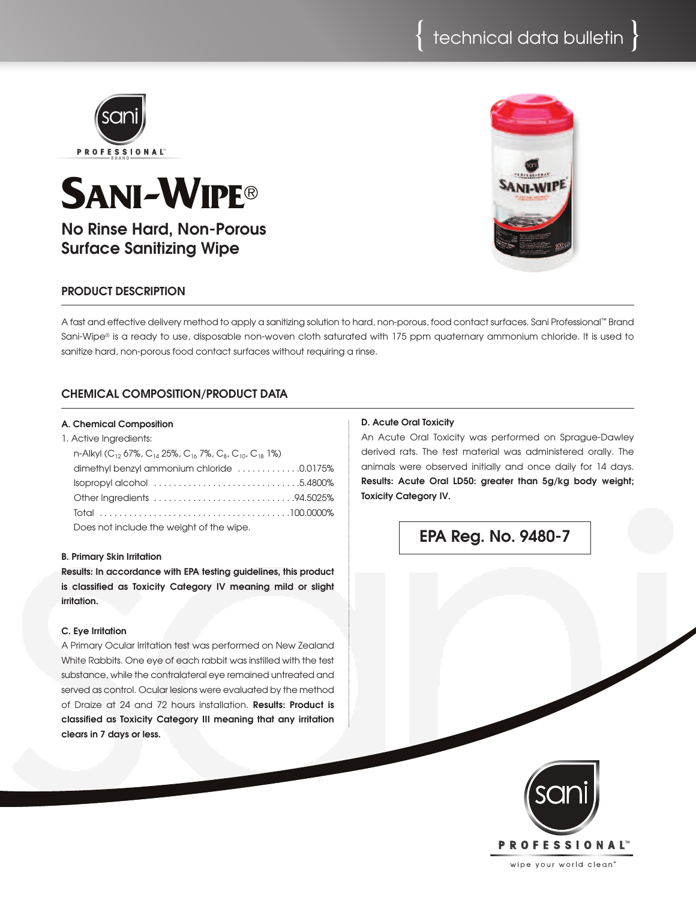technical data bulletin

sani PROFESSIONAL™ BRAND

# SANI-WIPE®

## No Rinse Hard, Non-Porous Surface Sanitizing Wipe

### PRODUCT DESCRIPTION

A fast and effective delivery method to apply a sanitizing solution to hard, non-porous, food contact surfaces. Sani Professional™ Brand Sani-Wipe® is a ready to use, disposable non-woven cloth saturated with 175 ppm quaternary ammonium chloride. It is used to sanitize hard, non-porous food contact surfaces without requiring a rinse.

### CHEMICAL COMPOSITION/PRODUCT DATA

**A. Chemical Composition**

1. Active Ingredients:

| Ingredient | % |
|---|---|
| n-Alkyl ($C_{12}$ 67%, $C_{14}$ 25%, $C_{16}$ 7%, $C_8$, $C_{10}$, $C_{18}$ 1%) dimethyl benzyl ammonium chloride | 0.0175% |
| Isopropyl alcohol | 5.4800% |
| Other Ingredients | 94.5025% |
| Total | 100.0000% |

Does not include the weight of the wipe.

**B. Primary Skin Irritation**

**Results: In accordance with EPA testing guidelines, this product is classified as Toxicity Category IV meaning mild or slight irritation.**

**C. Eye Irritation**

A Primary Ocular Irritation test was performed on New Zealand White Rabbits. One eye of each rabbit was instilled with the test substance, while the contralateral eye remained untreated and served as control. Ocular lesions were evaluated by the method of Draize at 24 and 72 hours installation. **Results: Product is classified as Toxicity Category III meaning that any irritation clears in 7 days or less.**

**D. Acute Oral Toxicity**

An Acute Oral Toxicity was performed on Sprague-Dawley derived rats. The test material was administered orally. The animals were observed initially and once daily for 14 days. **Results: Acute Oral LD50: greater than 5g/kg body weight; Toxicity Category IV.**

**EPA Reg. No. 9480-7**

sani PROFESSIONAL™

wipe your world clean™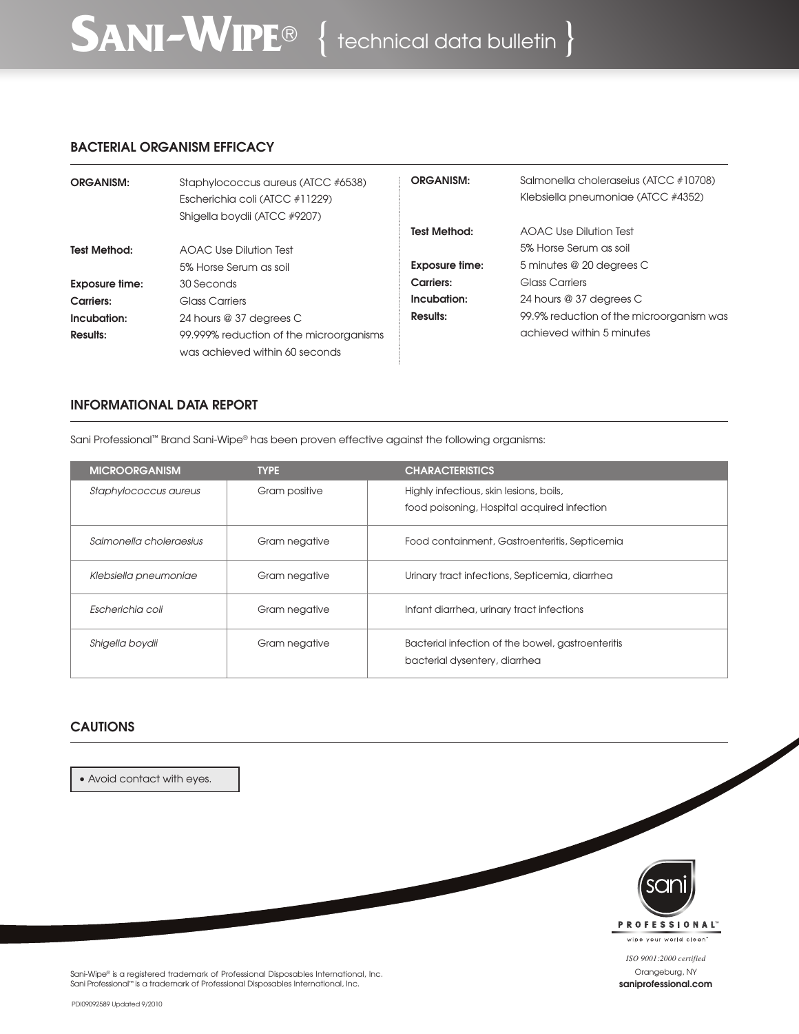# SANI-WIPE® { technical data bulletin }

## BACTERIAL ORGANISM EFFICACY

**ORGANISM:** Staphylococcus aureus (ATCC #6538)
Escherichia coli (ATCC #11229)
Shigella boydii (ATCC #9207)

**Test Method:** AOAC Use Dilution Test
5% Horse Serum as soil

**Exposure time:** 30 Seconds

**Carriers:** Glass Carriers

**Incubation:** 24 hours @ 37 degrees C

**Results:** 99.999% reduction of the microorganisms was achieved within 60 seconds

**ORGANISM:** Salmonella choleraseius (ATCC #10708)
Klebsiella pneumoniae (ATCC #4352)

**Test Method:** AOAC Use Dilution Test
5% Horse Serum as soil

**Exposure time:** 5 minutes @ 20 degrees C

**Carriers:** Glass Carriers

**Incubation:** 24 hours @ 37 degrees C

**Results:** 99.9% reduction of the microorganism was achieved within 5 minutes

## INFORMATIONAL DATA REPORT

Sani Professional™ Brand Sani-Wipe® has been proven effective against the following organisms:

| MICROORGANISM | TYPE | CHARACTERISTICS |
|---|---|---|
| *Staphylococcus aureus* | Gram positive | Highly infectious, skin lesions, boils, food poisoning, Hospital acquired infection |
| *Salmonella choleraesius* | Gram negative | Food containment, Gastroenteritis, Septicemia |
| *Klebsiella pneumoniae* | Gram negative | Urinary tract infections, Septicemia, diarrhea |
| *Escherichia coli* | Gram negative | Infant diarrhea, urinary tract infections |
| *Shigella boydii* | Gram negative | Bacterial infection of the bowel, gastroenteritis bacterial dysentery, diarrhea |

## CAUTIONS

- Avoid contact with eyes.

sani PROFESSIONAL™
wipe your world clean™

*ISO 9001:2000 certified*
Orangeburg, NY
**saniprofessional.com**

Sani-Wipe® is a registered trademark of Professional Disposables International, Inc.
Sani Professional™ is a trademark of Professional Disposables International, Inc.

PDI09092589 Updated 9/2010